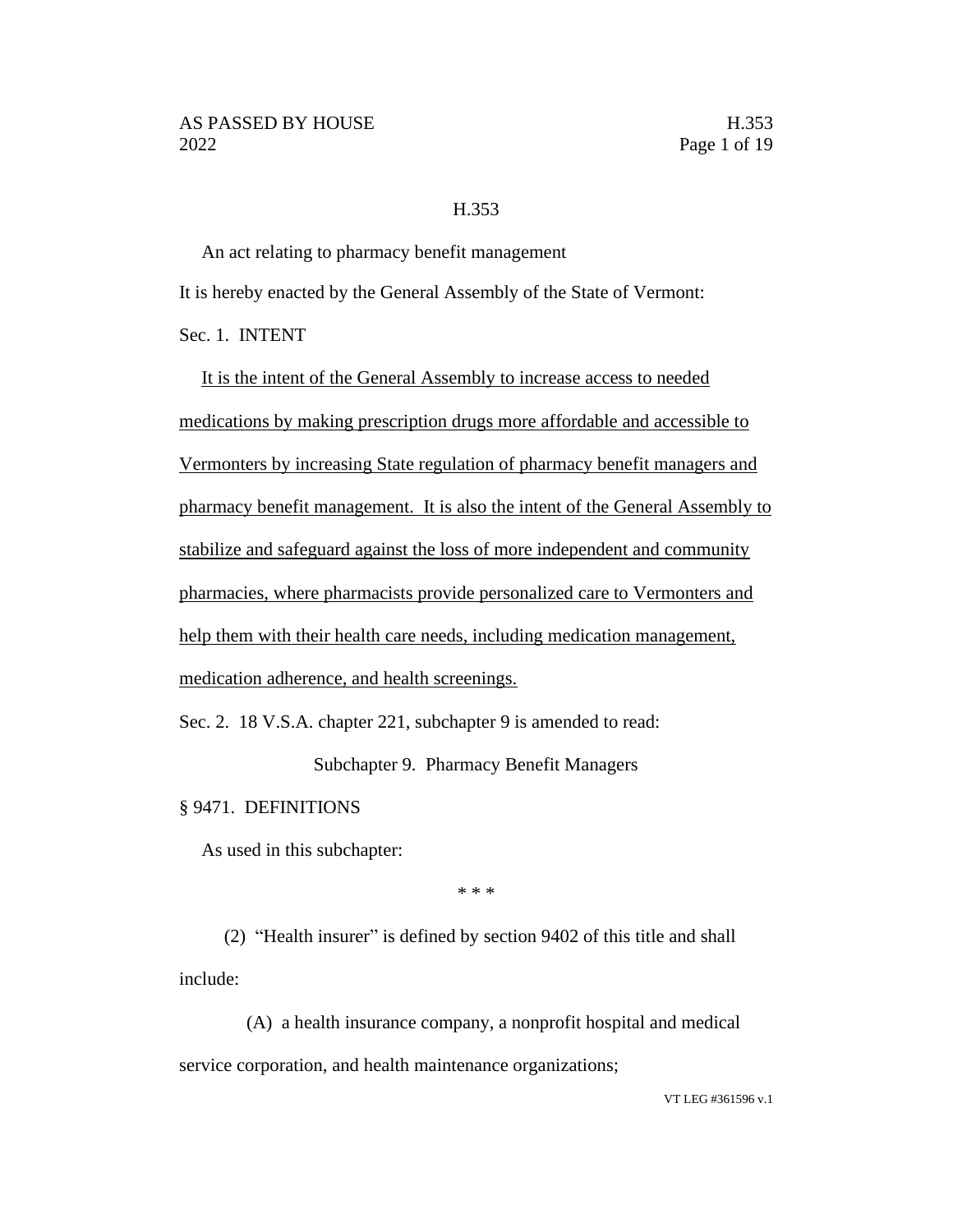H.353

An act relating to pharmacy benefit management

It is hereby enacted by the General Assembly of the State of Vermont:

Sec. 1. INTENT

<u>It is the intent of the General Assembly to increase access to needed medications by making prescription drugs more affordable and accessible to Vermonters by increasing State regulation of pharmacy benefit managers and pharmacy benefit management. It is also the intent of the General Assembly to stabilize and safeguard against the loss of more independent and community pharmacies, where pharmacists provide personalized care to Vermonters and help them with their health care needs, including medication management, medication adherence, and health screenings.</u>

Sec. 2. 18 V.S.A. chapter 221, subchapter 9 is amended to read:

Subchapter 9. Pharmacy Benefit Managers

§ 9471. DEFINITIONS

As used in this subchapter:

* * *

(2) "Health insurer" is defined by section 9402 of this title and shall include:

(A) a health insurance company, a nonprofit hospital and medical service corporation, and health maintenance organizations;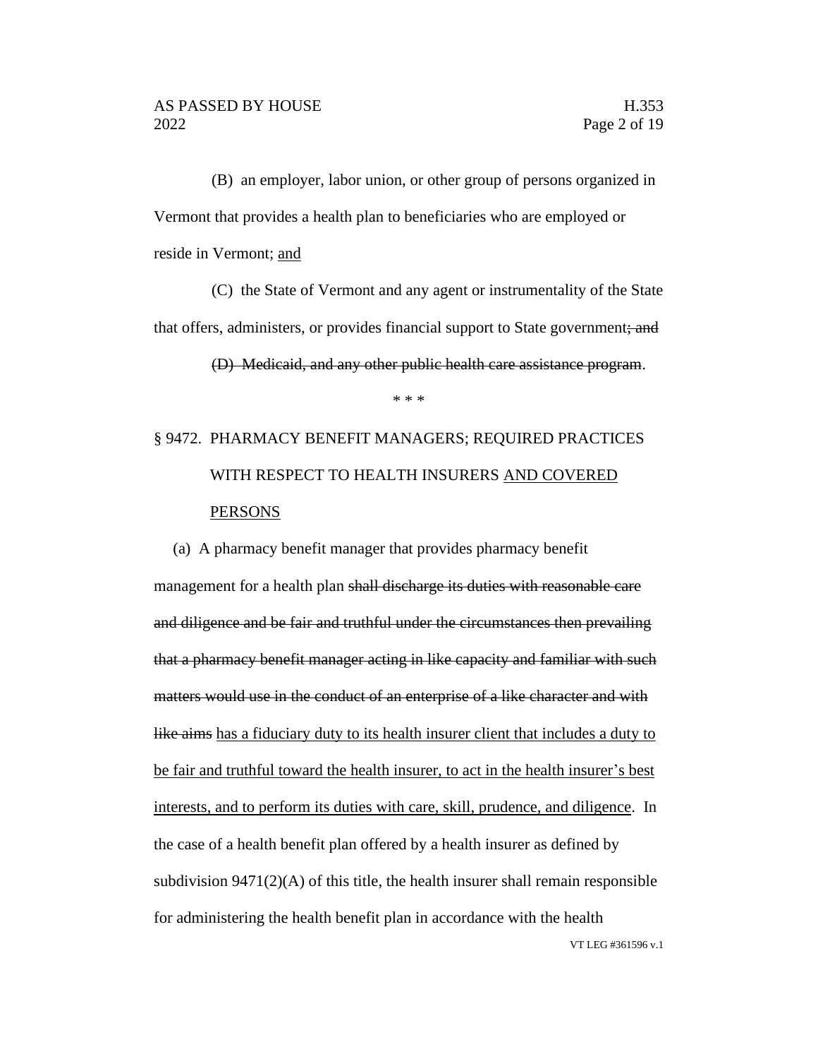(B) an employer, labor union, or other group of persons organized in Vermont that provides a health plan to beneficiaries who are employed or reside in Vermont; <u>and</u>

(C) the State of Vermont and any agent or instrumentality of the State that offers, administers, or provides financial support to State government~~; and~~

~~(D) Medicaid, and any other public health care assistance program~~.

\* \* \*

§ 9472. PHARMACY BENEFIT MANAGERS; REQUIRED PRACTICES WITH RESPECT TO HEALTH INSURERS <u>AND COVERED PERSONS</u>

(a) A pharmacy benefit manager that provides pharmacy benefit management for a health plan ~~shall discharge its duties with reasonable care and diligence and be fair and truthful under the circumstances then prevailing that a pharmacy benefit manager acting in like capacity and familiar with such matters would use in the conduct of an enterprise of a like character and with like aims~~ <u>has a fiduciary duty to its health insurer client that includes a duty to be fair and truthful toward the health insurer, to act in the health insurer's best interests, and to perform its duties with care, skill, prudence, and diligence</u>. In the case of a health benefit plan offered by a health insurer as defined by subdivision 9471(2)(A) of this title, the health insurer shall remain responsible for administering the health benefit plan in accordance with the health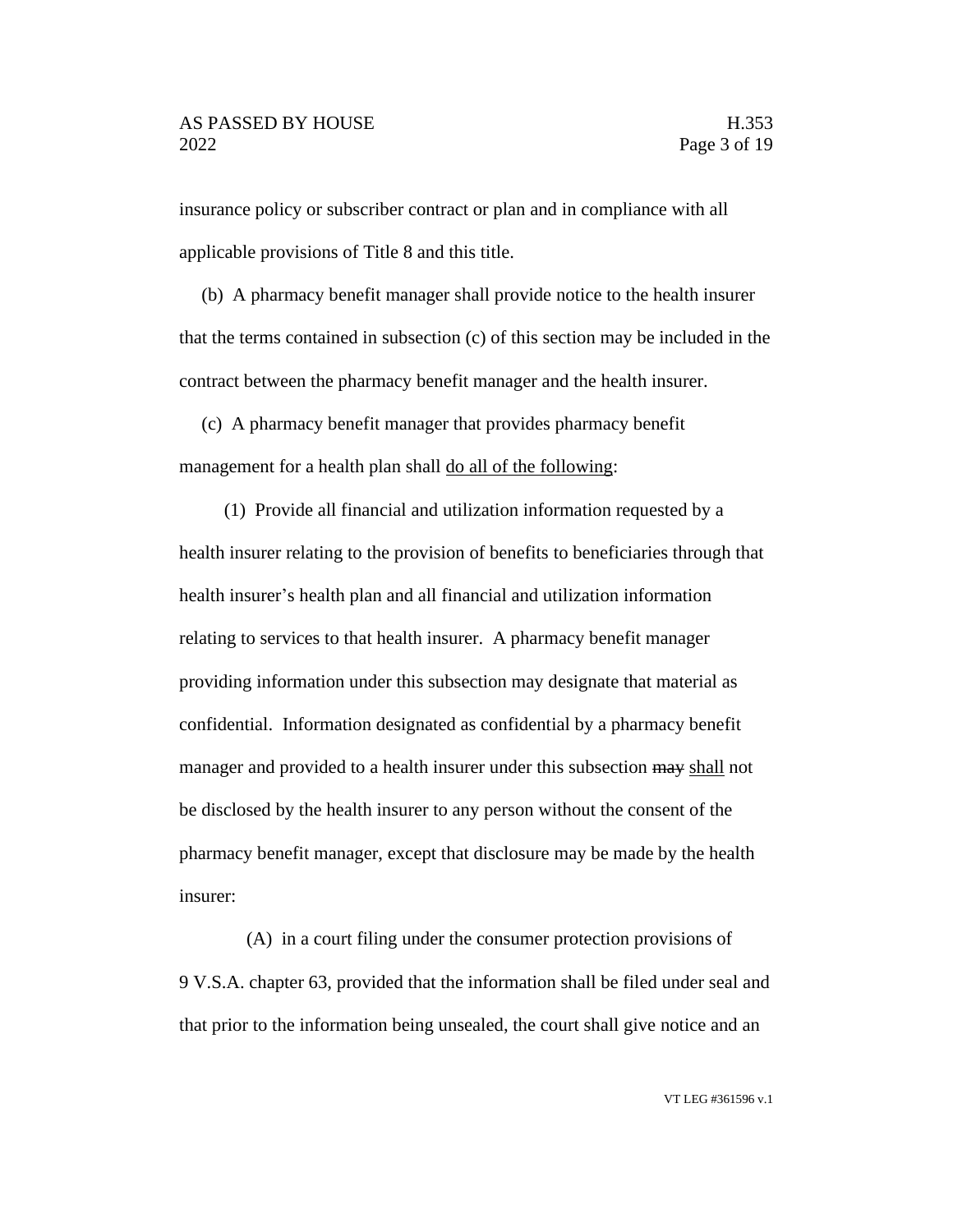insurance policy or subscriber contract or plan and in compliance with all applicable provisions of Title 8 and this title.

(b) A pharmacy benefit manager shall provide notice to the health insurer that the terms contained in subsection (c) of this section may be included in the contract between the pharmacy benefit manager and the health insurer.

(c) A pharmacy benefit manager that provides pharmacy benefit management for a health plan shall <u>do all of the following</u>:

(1) Provide all financial and utilization information requested by a health insurer relating to the provision of benefits to beneficiaries through that health insurer's health plan and all financial and utilization information relating to services to that health insurer. A pharmacy benefit manager providing information under this subsection may designate that material as confidential. Information designated as confidential by a pharmacy benefit manager and provided to a health insurer under this subsection ~~may~~ <u>shall</u> not be disclosed by the health insurer to any person without the consent of the pharmacy benefit manager, except that disclosure may be made by the health insurer:

(A) in a court filing under the consumer protection provisions of 9 V.S.A. chapter 63, provided that the information shall be filed under seal and that prior to the information being unsealed, the court shall give notice and an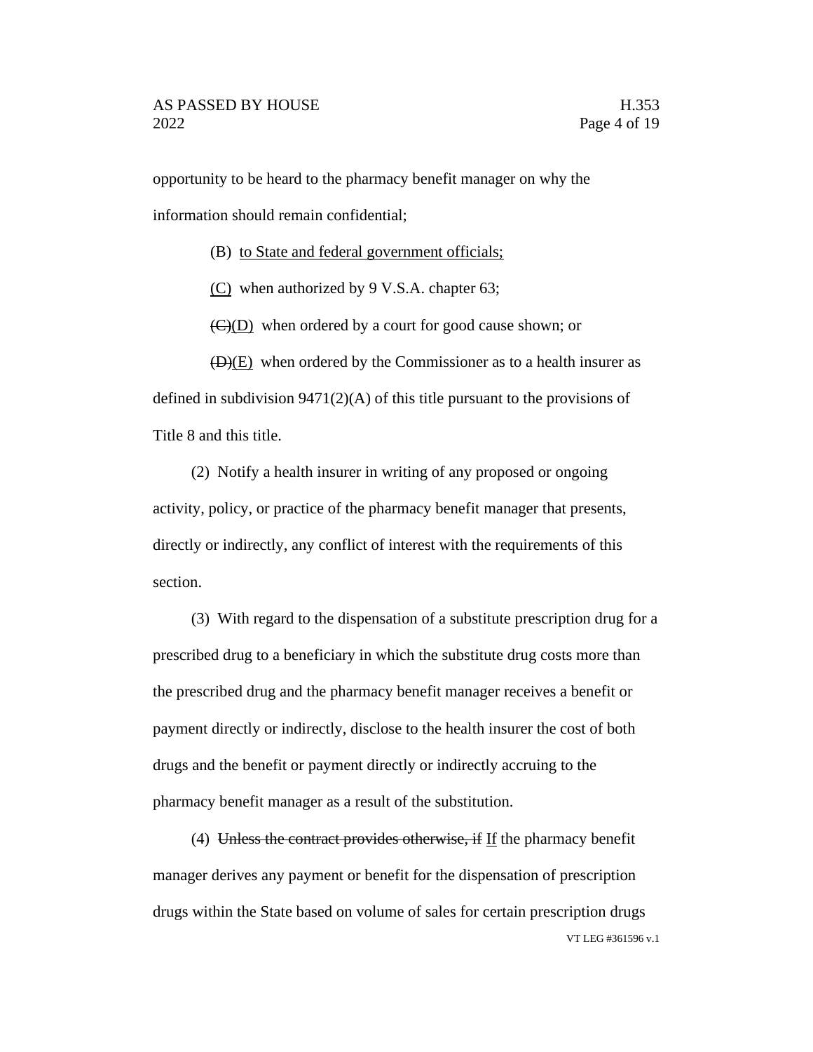opportunity to be heard to the pharmacy benefit manager on why the information should remain confidential;

(B) <u>to State and federal government officials;</u>

<u>(C)</u> when authorized by 9 V.S.A. chapter 63;

~~(C)~~<u>(D)</u> when ordered by a court for good cause shown; or

~~(D)~~<u>(E)</u> when ordered by the Commissioner as to a health insurer as defined in subdivision 9471(2)(A) of this title pursuant to the provisions of Title 8 and this title.

(2) Notify a health insurer in writing of any proposed or ongoing activity, policy, or practice of the pharmacy benefit manager that presents, directly or indirectly, any conflict of interest with the requirements of this section.

(3) With regard to the dispensation of a substitute prescription drug for a prescribed drug to a beneficiary in which the substitute drug costs more than the prescribed drug and the pharmacy benefit manager receives a benefit or payment directly or indirectly, disclose to the health insurer the cost of both drugs and the benefit or payment directly or indirectly accruing to the pharmacy benefit manager as a result of the substitution.

(4) ~~Unless the contract provides otherwise, if~~ <u>If</u> the pharmacy benefit manager derives any payment or benefit for the dispensation of prescription drugs within the State based on volume of sales for certain prescription drugs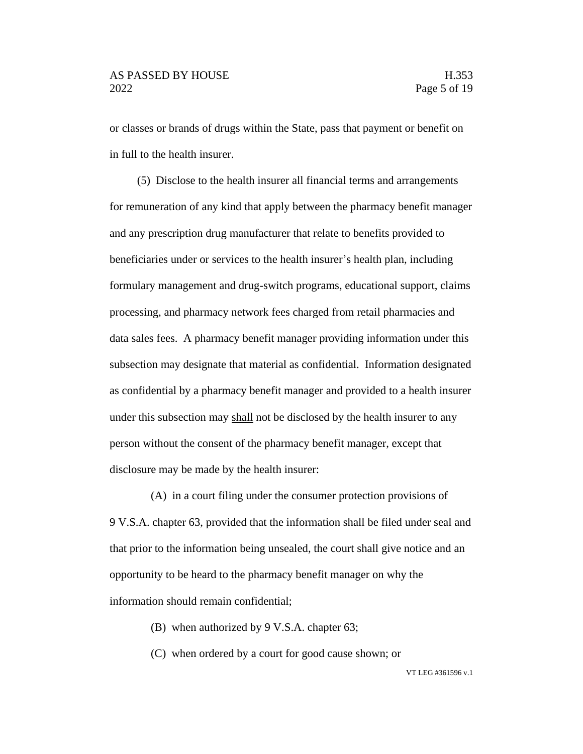or classes or brands of drugs within the State, pass that payment or benefit on in full to the health insurer.

(5) Disclose to the health insurer all financial terms and arrangements for remuneration of any kind that apply between the pharmacy benefit manager and any prescription drug manufacturer that relate to benefits provided to beneficiaries under or services to the health insurer's health plan, including formulary management and drug-switch programs, educational support, claims processing, and pharmacy network fees charged from retail pharmacies and data sales fees. A pharmacy benefit manager providing information under this subsection may designate that material as confidential. Information designated as confidential by a pharmacy benefit manager and provided to a health insurer under this subsection ~~may~~ <u>shall</u> not be disclosed by the health insurer to any person without the consent of the pharmacy benefit manager, except that disclosure may be made by the health insurer:

(A) in a court filing under the consumer protection provisions of 9 V.S.A. chapter 63, provided that the information shall be filed under seal and that prior to the information being unsealed, the court shall give notice and an opportunity to be heard to the pharmacy benefit manager on why the information should remain confidential;

(B) when authorized by 9 V.S.A. chapter 63;

(C) when ordered by a court for good cause shown; or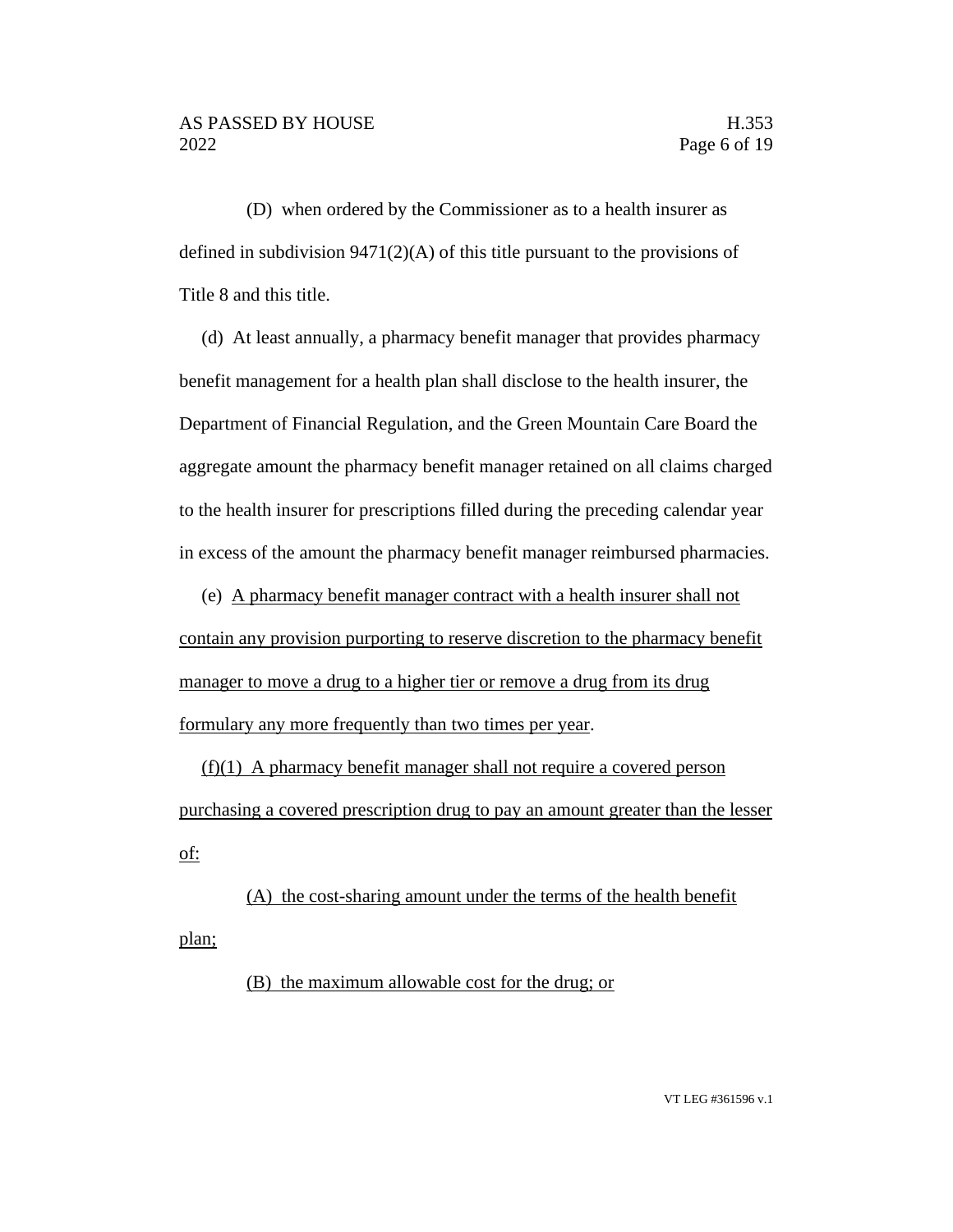(D) when ordered by the Commissioner as to a health insurer as defined in subdivision 9471(2)(A) of this title pursuant to the provisions of Title 8 and this title.

(d) At least annually, a pharmacy benefit manager that provides pharmacy benefit management for a health plan shall disclose to the health insurer, the Department of Financial Regulation, and the Green Mountain Care Board the aggregate amount the pharmacy benefit manager retained on all claims charged to the health insurer for prescriptions filled during the preceding calendar year in excess of the amount the pharmacy benefit manager reimbursed pharmacies.

(e) <u>A pharmacy benefit manager contract with a health insurer shall not contain any provision purporting to reserve discretion to the pharmacy benefit manager to move a drug to a higher tier or remove a drug from its drug formulary any more frequently than two times per year</u>.

<u>(f)(1) A pharmacy benefit manager shall not require a covered person purchasing a covered prescription drug to pay an amount greater than the lesser of:</u>

<u>(A) the cost-sharing amount under the terms of the health benefit plan;</u>

<u>(B) the maximum allowable cost for the drug; or</u>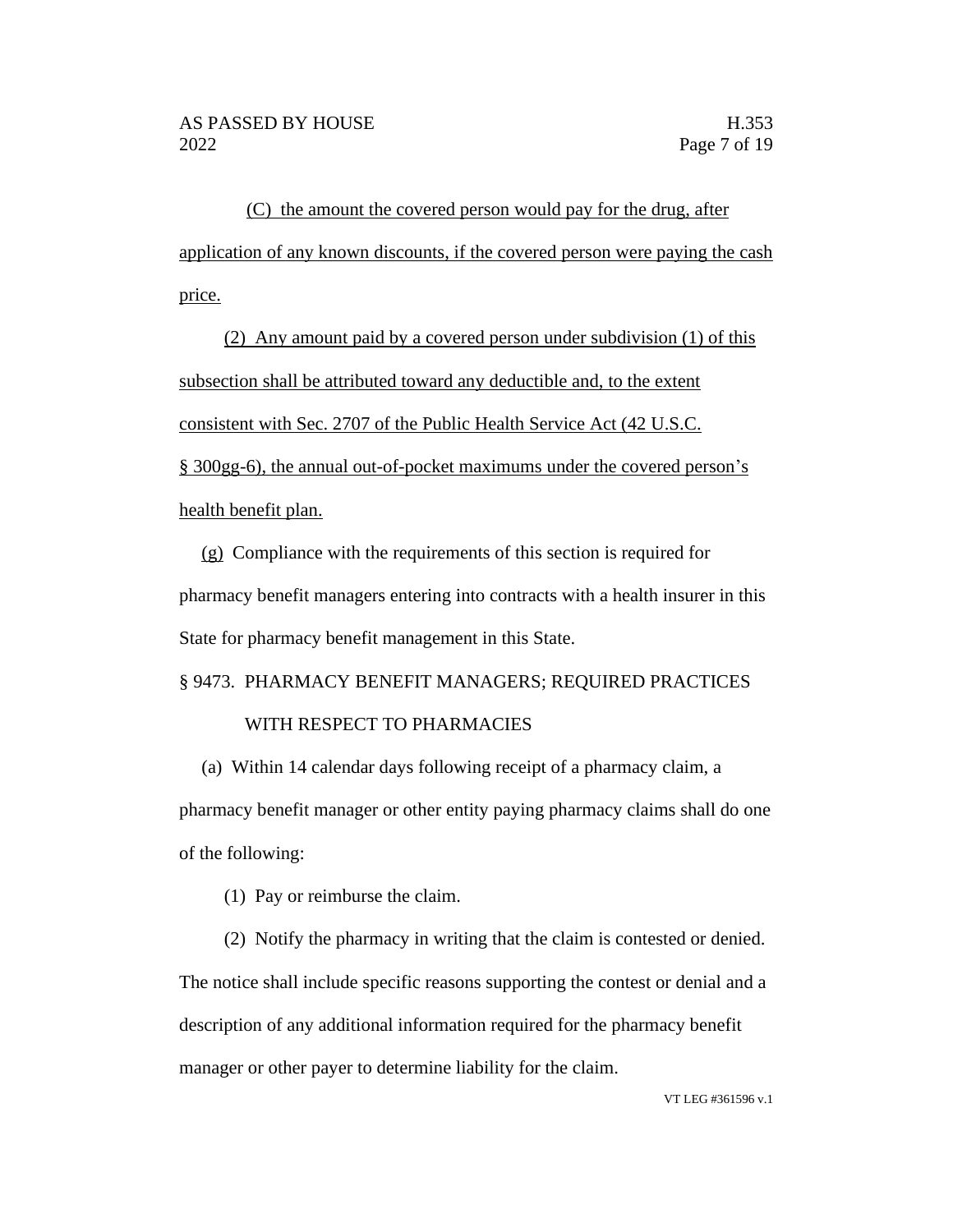(C) the amount the covered person would pay for the drug, after application of any known discounts, if the covered person were paying the cash price.

(2) Any amount paid by a covered person under subdivision (1) of this subsection shall be attributed toward any deductible and, to the extent consistent with Sec. 2707 of the Public Health Service Act (42 U.S.C. § 300gg-6), the annual out-of-pocket maximums under the covered person's health benefit plan.

(g) Compliance with the requirements of this section is required for pharmacy benefit managers entering into contracts with a health insurer in this State for pharmacy benefit management in this State.

§ 9473. PHARMACY BENEFIT MANAGERS; REQUIRED PRACTICES WITH RESPECT TO PHARMACIES

(a) Within 14 calendar days following receipt of a pharmacy claim, a pharmacy benefit manager or other entity paying pharmacy claims shall do one of the following:

(1) Pay or reimburse the claim.

(2) Notify the pharmacy in writing that the claim is contested or denied. The notice shall include specific reasons supporting the contest or denial and a description of any additional information required for the pharmacy benefit manager or other payer to determine liability for the claim.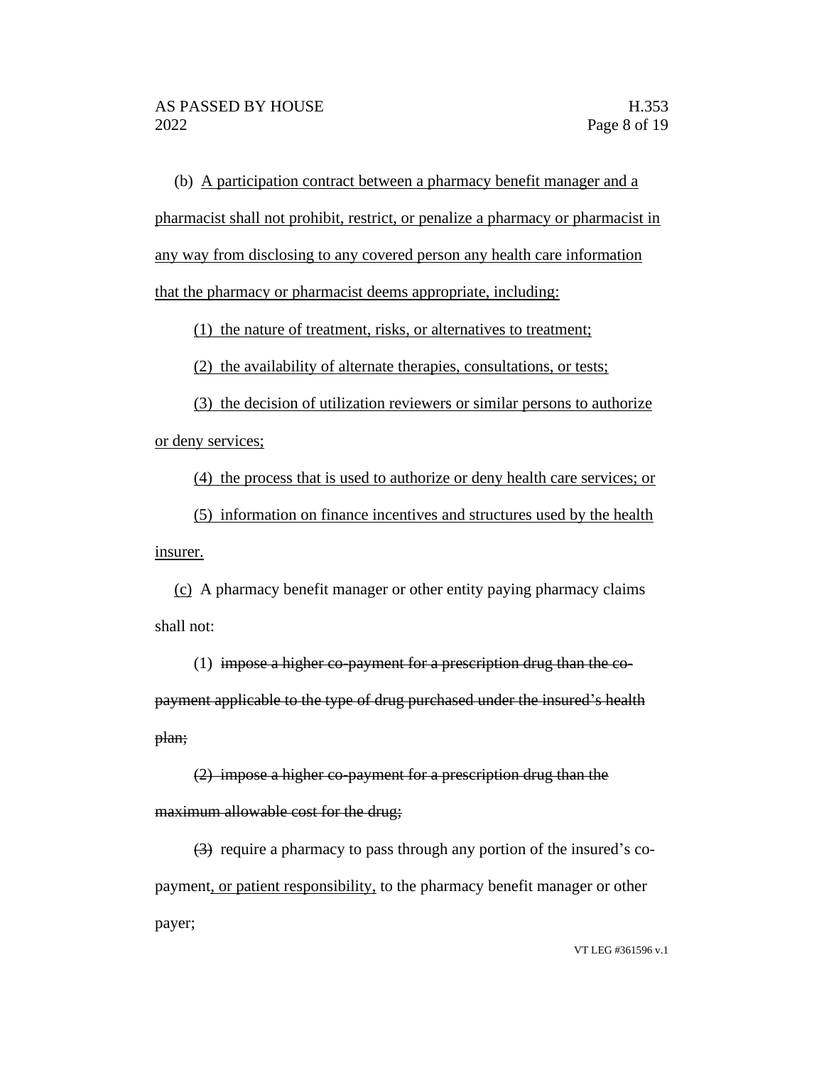(b) <u>A participation contract between a pharmacy benefit manager and a pharmacist shall not prohibit, restrict, or penalize a pharmacy or pharmacist in any way from disclosing to any covered person any health care information that the pharmacy or pharmacist deems appropriate, including:</u>

(1) <u>the nature of treatment, risks, or alternatives to treatment;</u>

(2) <u>the availability of alternate therapies, consultations, or tests;</u>

(3) <u>the decision of utilization reviewers or similar persons to authorize or deny services;</u>

(4) <u>the process that is used to authorize or deny health care services; or</u>

(5) <u>information on finance incentives and structures used by the health insurer.</u>

<u>(c)</u> A pharmacy benefit manager or other entity paying pharmacy claims shall not:

(1) ~~impose a higher co-payment for a prescription drug than the co-payment applicable to the type of drug purchased under the insured's health plan;~~

~~(2) impose a higher co-payment for a prescription drug than the maximum allowable cost for the drug;~~

~~(3)~~ require a pharmacy to pass through any portion of the insured's co-payment<u>, or patient responsibility,</u> to the pharmacy benefit manager or other payer;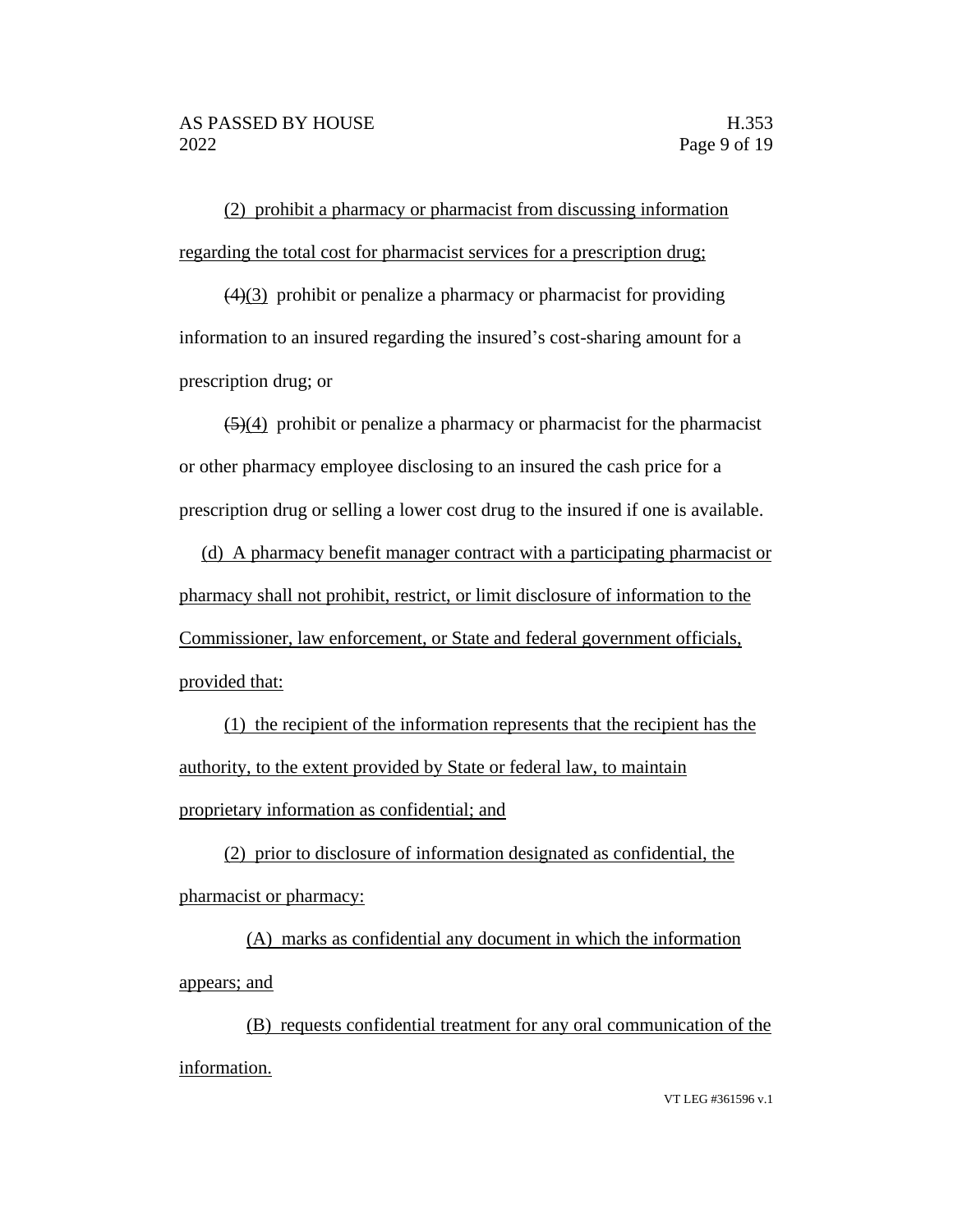(2) prohibit a pharmacy or pharmacist from discussing information regarding the total cost for pharmacist services for a prescription drug;

~~(4)~~(3) prohibit or penalize a pharmacy or pharmacist for providing information to an insured regarding the insured's cost-sharing amount for a prescription drug; or

~~(5)~~(4) prohibit or penalize a pharmacy or pharmacist for the pharmacist or other pharmacy employee disclosing to an insured the cash price for a prescription drug or selling a lower cost drug to the insured if one is available.

(d) A pharmacy benefit manager contract with a participating pharmacist or pharmacy shall not prohibit, restrict, or limit disclosure of information to the Commissioner, law enforcement, or State and federal government officials, provided that:

(1) the recipient of the information represents that the recipient has the authority, to the extent provided by State or federal law, to maintain proprietary information as confidential; and

(2) prior to disclosure of information designated as confidential, the pharmacist or pharmacy:

(A) marks as confidential any document in which the information appears; and

(B) requests confidential treatment for any oral communication of the information.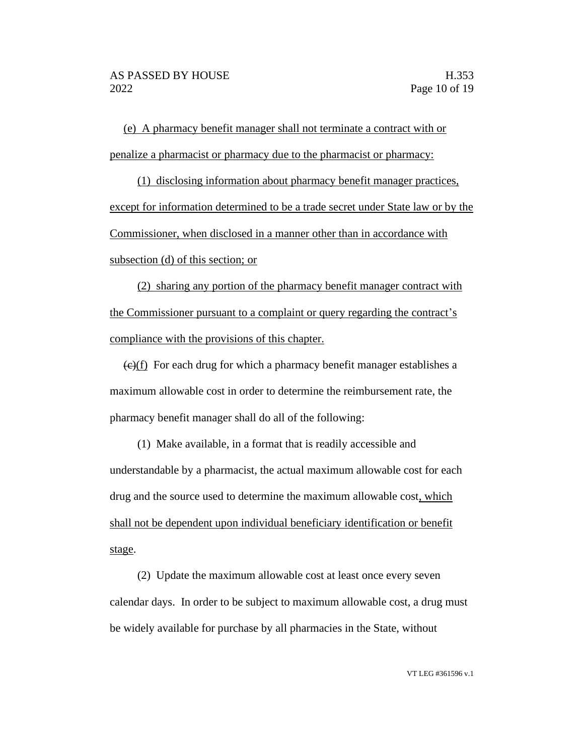(e) A pharmacy benefit manager shall not terminate a contract with or penalize a pharmacist or pharmacy due to the pharmacist or pharmacy:

(1) disclosing information about pharmacy benefit manager practices, except for information determined to be a trade secret under State law or by the Commissioner, when disclosed in a manner other than in accordance with subsection (d) of this section; or

(2) sharing any portion of the pharmacy benefit manager contract with the Commissioner pursuant to a complaint or query regarding the contract's compliance with the provisions of this chapter.

~~(c)~~(f) For each drug for which a pharmacy benefit manager establishes a maximum allowable cost in order to determine the reimbursement rate, the pharmacy benefit manager shall do all of the following:

(1) Make available, in a format that is readily accessible and understandable by a pharmacist, the actual maximum allowable cost for each drug and the source used to determine the maximum allowable cost, which shall not be dependent upon individual beneficiary identification or benefit stage.

(2) Update the maximum allowable cost at least once every seven calendar days. In order to be subject to maximum allowable cost, a drug must be widely available for purchase by all pharmacies in the State, without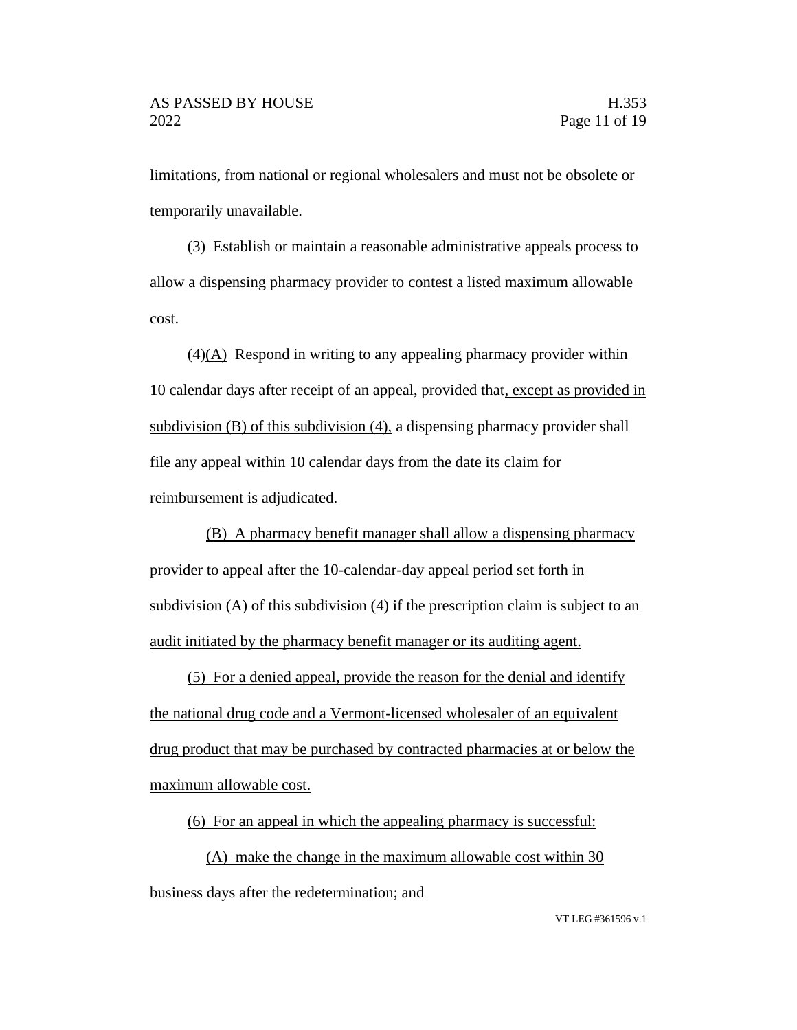limitations, from national or regional wholesalers and must not be obsolete or temporarily unavailable.

(3) Establish or maintain a reasonable administrative appeals process to allow a dispensing pharmacy provider to contest a listed maximum allowable cost.

(4)(A) Respond in writing to any appealing pharmacy provider within 10 calendar days after receipt of an appeal, provided that, except as provided in subdivision (B) of this subdivision (4), a dispensing pharmacy provider shall file any appeal within 10 calendar days from the date its claim for reimbursement is adjudicated.

(B) A pharmacy benefit manager shall allow a dispensing pharmacy provider to appeal after the 10-calendar-day appeal period set forth in subdivision (A) of this subdivision (4) if the prescription claim is subject to an audit initiated by the pharmacy benefit manager or its auditing agent.

(5) For a denied appeal, provide the reason for the denial and identify the national drug code and a Vermont-licensed wholesaler of an equivalent drug product that may be purchased by contracted pharmacies at or below the maximum allowable cost.

(6) For an appeal in which the appealing pharmacy is successful:

(A) make the change in the maximum allowable cost within 30 business days after the redetermination; and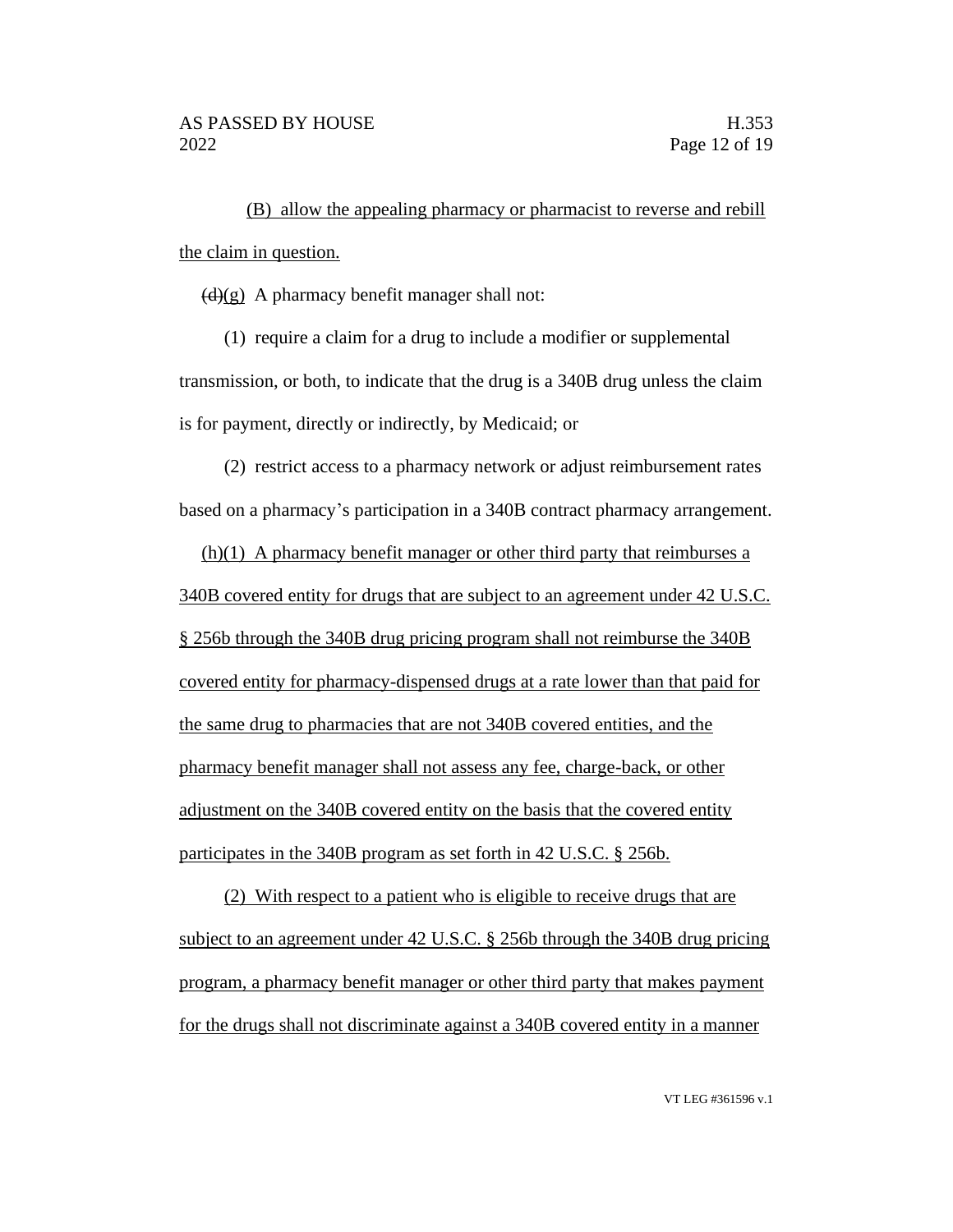(B) allow the appealing pharmacy or pharmacist to reverse and rebill the claim in question.

~~(d)~~(g) A pharmacy benefit manager shall not:

(1) require a claim for a drug to include a modifier or supplemental transmission, or both, to indicate that the drug is a 340B drug unless the claim is for payment, directly or indirectly, by Medicaid; or

(2) restrict access to a pharmacy network or adjust reimbursement rates based on a pharmacy's participation in a 340B contract pharmacy arrangement.

(h)(1) A pharmacy benefit manager or other third party that reimburses a 340B covered entity for drugs that are subject to an agreement under 42 U.S.C. § 256b through the 340B drug pricing program shall not reimburse the 340B covered entity for pharmacy-dispensed drugs at a rate lower than that paid for the same drug to pharmacies that are not 340B covered entities, and the pharmacy benefit manager shall not assess any fee, charge-back, or other adjustment on the 340B covered entity on the basis that the covered entity participates in the 340B program as set forth in 42 U.S.C. § 256b.

(2) With respect to a patient who is eligible to receive drugs that are subject to an agreement under 42 U.S.C. § 256b through the 340B drug pricing program, a pharmacy benefit manager or other third party that makes payment for the drugs shall not discriminate against a 340B covered entity in a manner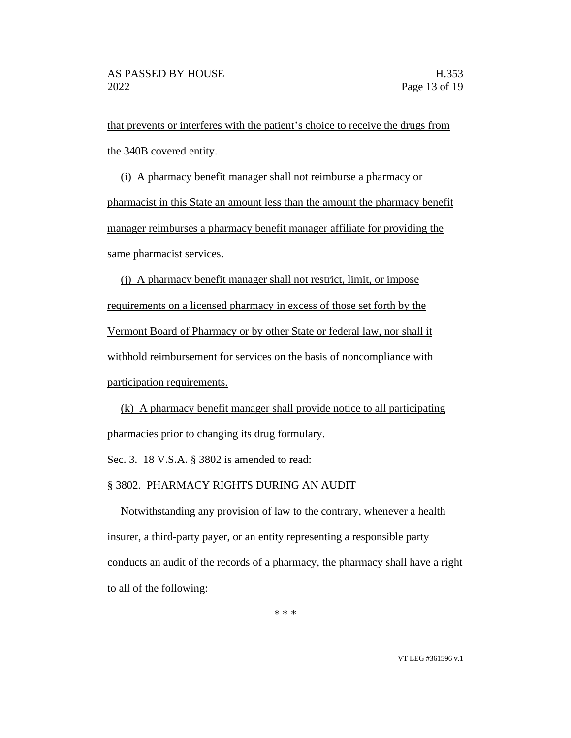that prevents or interferes with the patient's choice to receive the drugs from the 340B covered entity.

(i) A pharmacy benefit manager shall not reimburse a pharmacy or pharmacist in this State an amount less than the amount the pharmacy benefit manager reimburses a pharmacy benefit manager affiliate for providing the same pharmacist services.

(j) A pharmacy benefit manager shall not restrict, limit, or impose requirements on a licensed pharmacy in excess of those set forth by the Vermont Board of Pharmacy or by other State or federal law, nor shall it withhold reimbursement for services on the basis of noncompliance with participation requirements.

(k) A pharmacy benefit manager shall provide notice to all participating pharmacies prior to changing its drug formulary.

Sec. 3. 18 V.S.A. § 3802 is amended to read:

§ 3802. PHARMACY RIGHTS DURING AN AUDIT

Notwithstanding any provision of law to the contrary, whenever a health insurer, a third-party payer, or an entity representing a responsible party conducts an audit of the records of a pharmacy, the pharmacy shall have a right to all of the following:

* * *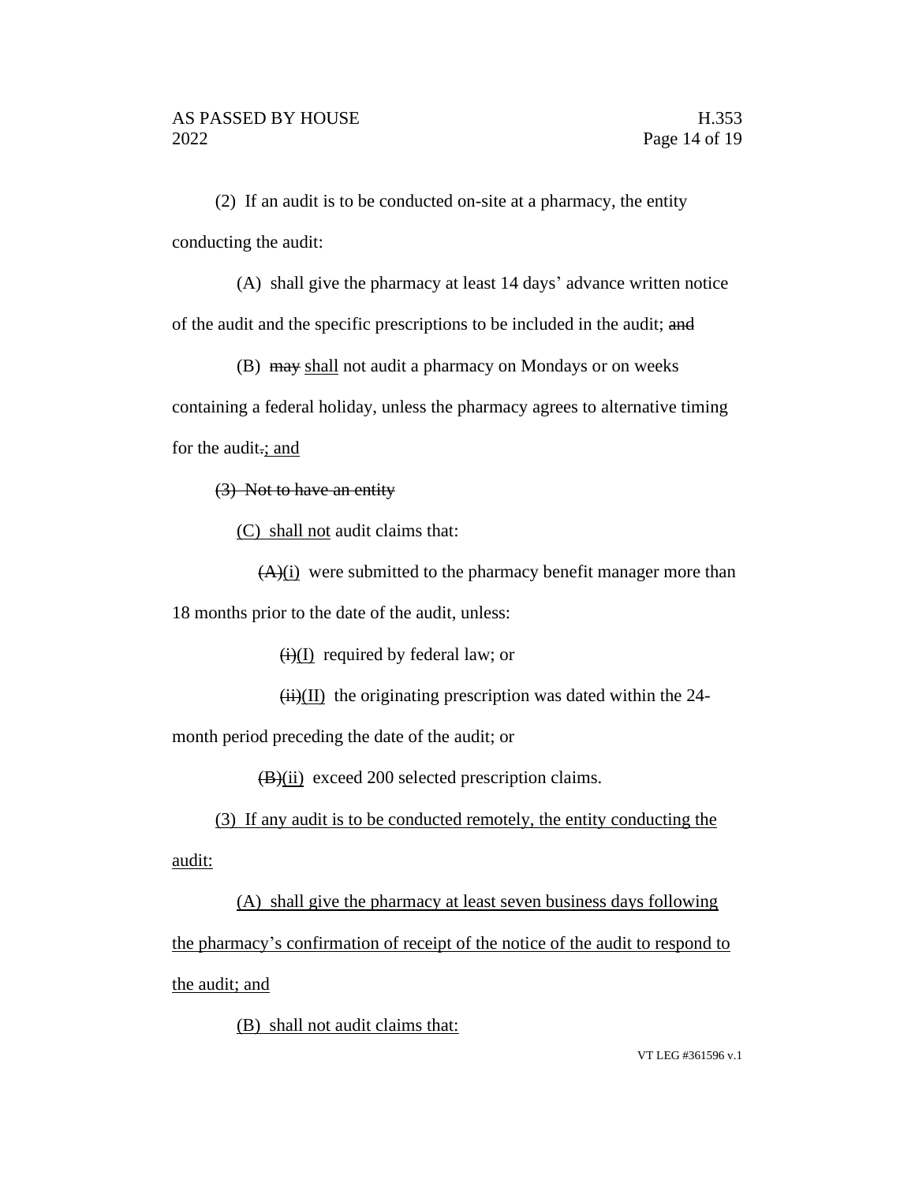(2) If an audit is to be conducted on-site at a pharmacy, the entity conducting the audit:

(A) shall give the pharmacy at least 14 days' advance written notice of the audit and the specific prescriptions to be included in the audit; ~~and~~

(B) ~~may~~ <u>shall</u> not audit a pharmacy on Mondays or on weeks containing a federal holiday, unless the pharmacy agrees to alternative timing for the audit~~.~~<u>; and</u>

~~(3) Not to have an entity~~

<u>(C) shall not</u> audit claims that:

~~(A)~~<u>(i)</u> were submitted to the pharmacy benefit manager more than 18 months prior to the date of the audit, unless:

~~(i)~~<u>(I)</u> required by federal law; or

~~(ii)~~<u>(II)</u> the originating prescription was dated within the 24-month period preceding the date of the audit; or

~~(B)~~<u>(ii)</u> exceed 200 selected prescription claims.

<u>(3) If any audit is to be conducted remotely, the entity conducting the audit:</u>

<u>(A) shall give the pharmacy at least seven business days following the pharmacy's confirmation of receipt of the notice of the audit to respond to the audit; and</u>

<u>(B) shall not audit claims that:</u>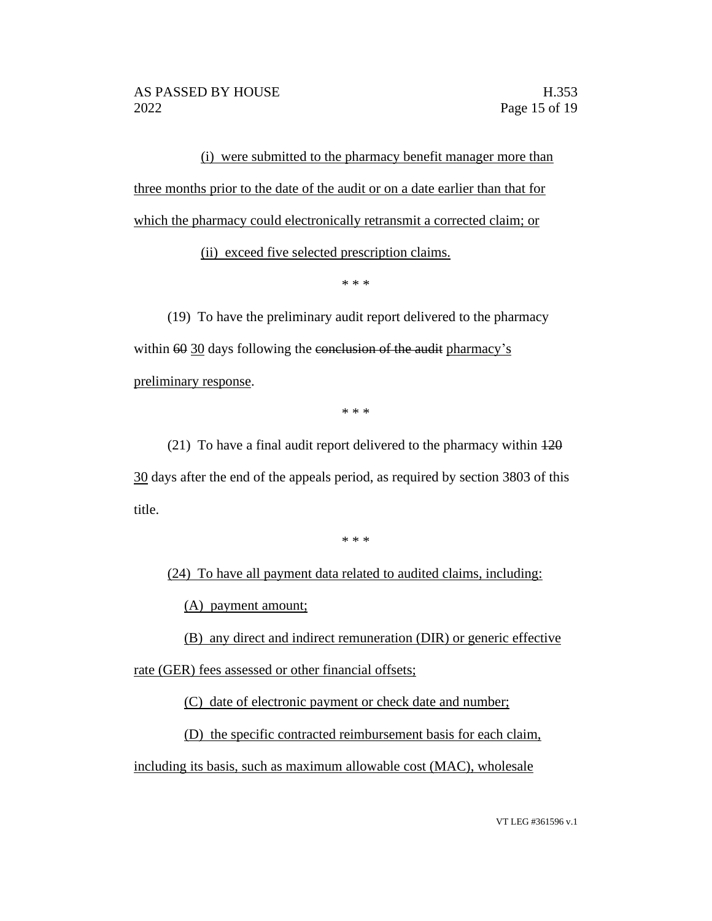(i) were submitted to the pharmacy benefit manager more than three months prior to the date of the audit or on a date earlier than that for which the pharmacy could electronically retransmit a corrected claim; or

(ii) exceed five selected prescription claims.

\* \* \*

(19) To have the preliminary audit report delivered to the pharmacy within ~~60~~ 30 days following the ~~conclusion of the audit~~ pharmacy's preliminary response.

\* \* \*

(21) To have a final audit report delivered to the pharmacy within ~~120~~ 30 days after the end of the appeals period, as required by section 3803 of this title.

\* \* \*

(24) To have all payment data related to audited claims, including:

(A) payment amount;

(B) any direct and indirect remuneration (DIR) or generic effective rate (GER) fees assessed or other financial offsets;

(C) date of electronic payment or check date and number;

(D) the specific contracted reimbursement basis for each claim, including its basis, such as maximum allowable cost (MAC), wholesale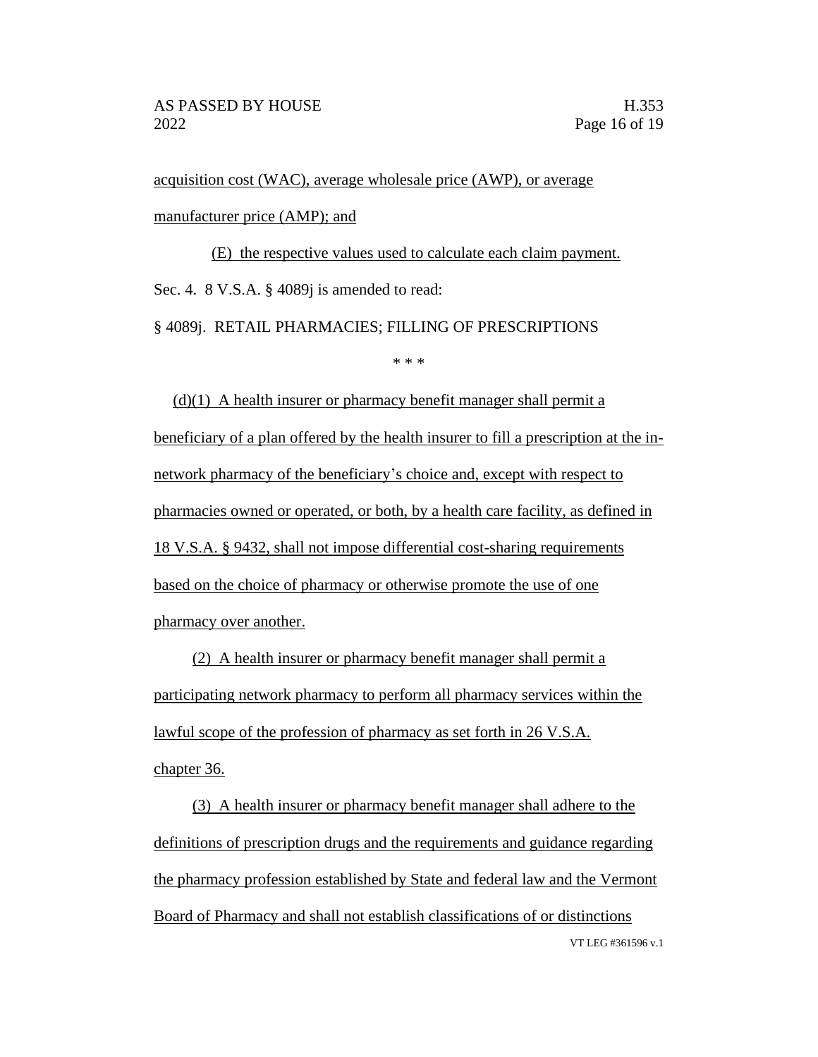acquisition cost (WAC), average wholesale price (AWP), or average manufacturer price (AMP); and

(E) the respective values used to calculate each claim payment.

Sec. 4. 8 V.S.A. § 4089j is amended to read:

§ 4089j. RETAIL PHARMACIES; FILLING OF PRESCRIPTIONS

\* \* \*

(d)(1) A health insurer or pharmacy benefit manager shall permit a beneficiary of a plan offered by the health insurer to fill a prescription at the in-network pharmacy of the beneficiary's choice and, except with respect to pharmacies owned or operated, or both, by a health care facility, as defined in 18 V.S.A. § 9432, shall not impose differential cost-sharing requirements based on the choice of pharmacy or otherwise promote the use of one pharmacy over another.

(2) A health insurer or pharmacy benefit manager shall permit a participating network pharmacy to perform all pharmacy services within the lawful scope of the profession of pharmacy as set forth in 26 V.S.A. chapter 36.

(3) A health insurer or pharmacy benefit manager shall adhere to the definitions of prescription drugs and the requirements and guidance regarding the pharmacy profession established by State and federal law and the Vermont Board of Pharmacy and shall not establish classifications of or distinctions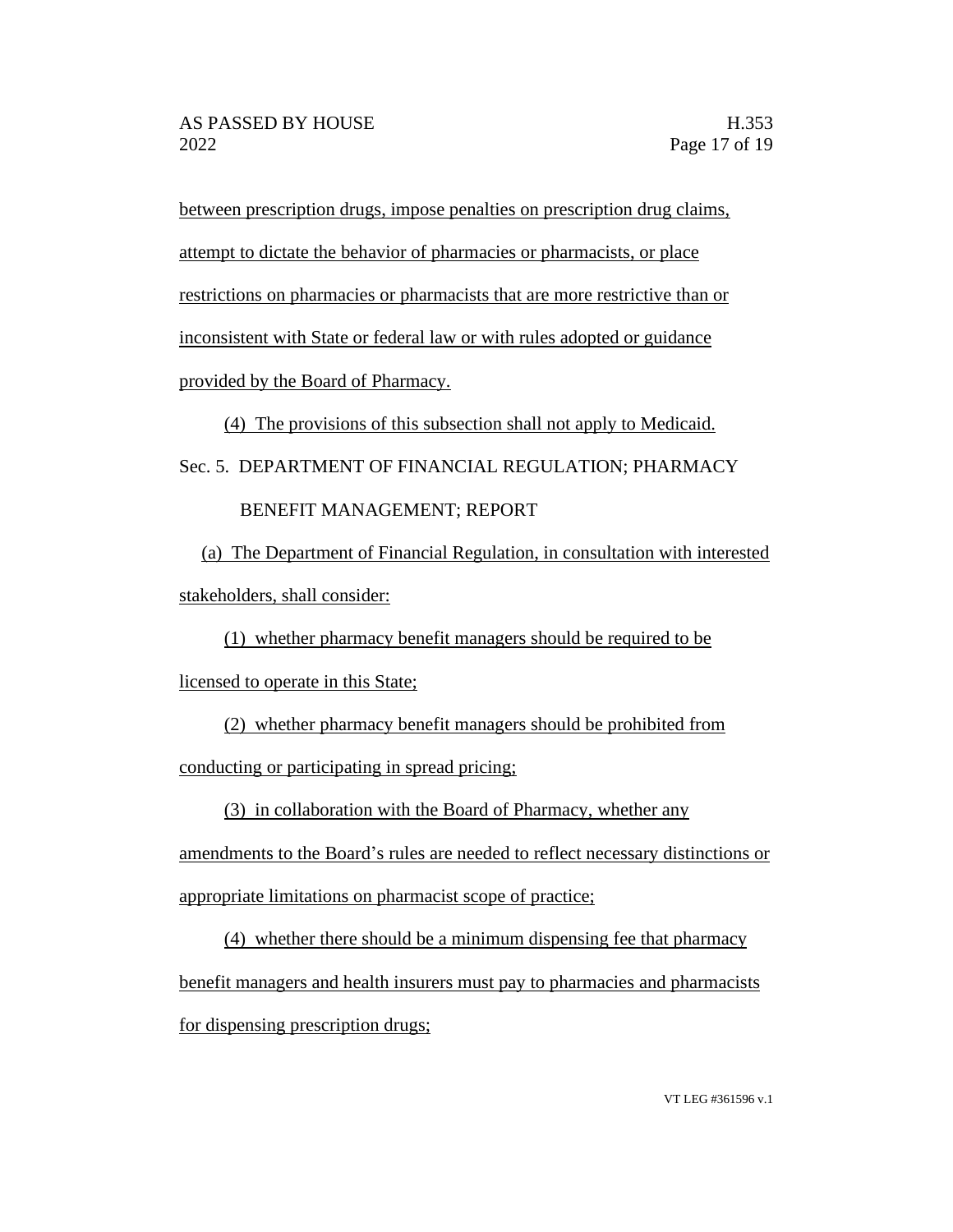between prescription drugs, impose penalties on prescription drug claims, attempt to dictate the behavior of pharmacies or pharmacists, or place restrictions on pharmacies or pharmacists that are more restrictive than or inconsistent with State or federal law or with rules adopted or guidance provided by the Board of Pharmacy.

(4) The provisions of this subsection shall not apply to Medicaid.

Sec. 5. DEPARTMENT OF FINANCIAL REGULATION; PHARMACY BENEFIT MANAGEMENT; REPORT

(a) The Department of Financial Regulation, in consultation with interested stakeholders, shall consider:

(1) whether pharmacy benefit managers should be required to be licensed to operate in this State;

(2) whether pharmacy benefit managers should be prohibited from conducting or participating in spread pricing;

(3) in collaboration with the Board of Pharmacy, whether any amendments to the Board's rules are needed to reflect necessary distinctions or appropriate limitations on pharmacist scope of practice;

(4) whether there should be a minimum dispensing fee that pharmacy benefit managers and health insurers must pay to pharmacies and pharmacists for dispensing prescription drugs;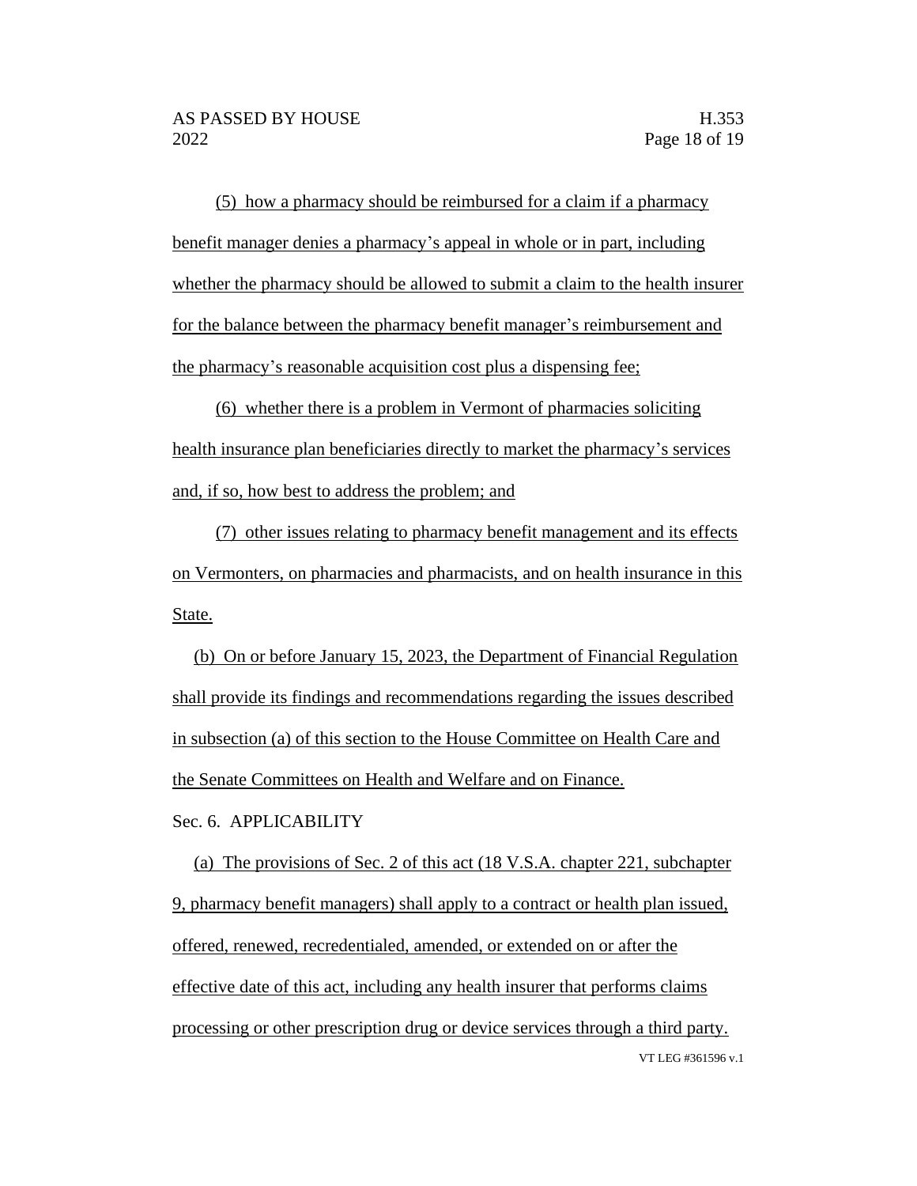(5) how a pharmacy should be reimbursed for a claim if a pharmacy benefit manager denies a pharmacy's appeal in whole or in part, including whether the pharmacy should be allowed to submit a claim to the health insurer for the balance between the pharmacy benefit manager's reimbursement and the pharmacy's reasonable acquisition cost plus a dispensing fee;

(6) whether there is a problem in Vermont of pharmacies soliciting health insurance plan beneficiaries directly to market the pharmacy's services and, if so, how best to address the problem; and

(7) other issues relating to pharmacy benefit management and its effects on Vermonters, on pharmacies and pharmacists, and on health insurance in this State.

(b) On or before January 15, 2023, the Department of Financial Regulation shall provide its findings and recommendations regarding the issues described in subsection (a) of this section to the House Committee on Health Care and the Senate Committees on Health and Welfare and on Finance.

Sec. 6. APPLICABILITY

(a) The provisions of Sec. 2 of this act (18 V.S.A. chapter 221, subchapter 9, pharmacy benefit managers) shall apply to a contract or health plan issued, offered, renewed, recredentialed, amended, or extended on or after the effective date of this act, including any health insurer that performs claims processing or other prescription drug or device services through a third party.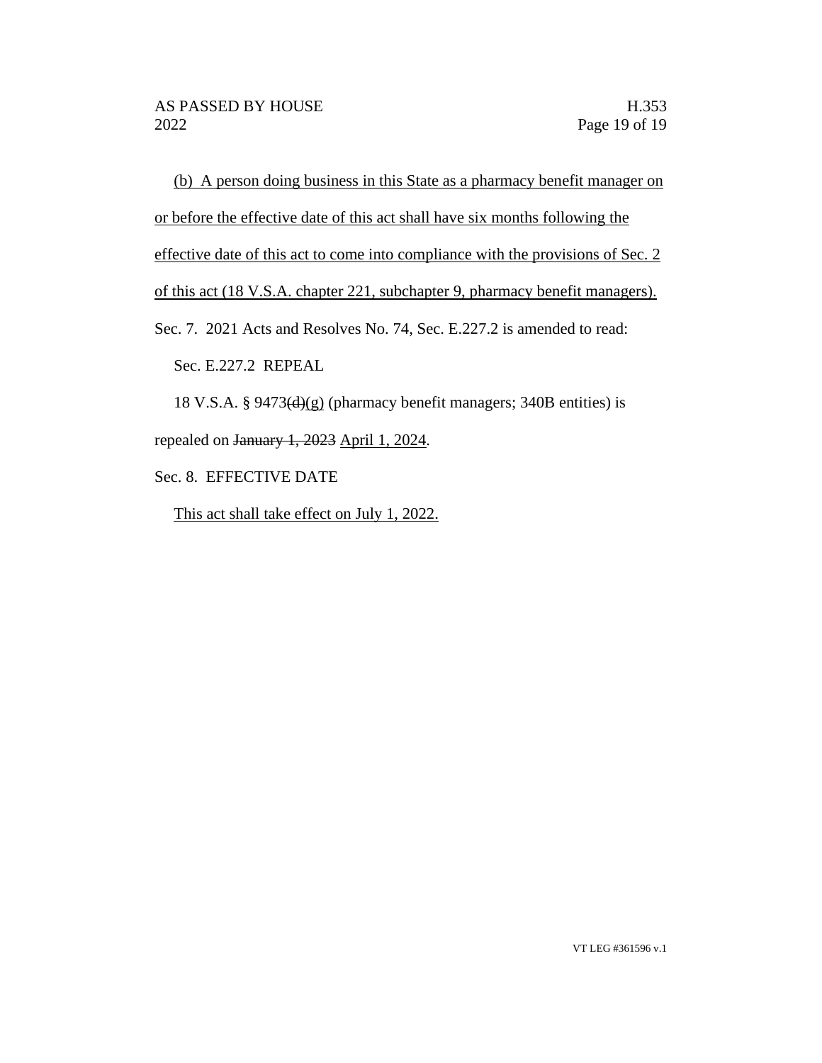(b) A person doing business in this State as a pharmacy benefit manager on or before the effective date of this act shall have six months following the effective date of this act to come into compliance with the provisions of Sec. 2 of this act (18 V.S.A. chapter 221, subchapter 9, pharmacy benefit managers).

Sec. 7. 2021 Acts and Resolves No. 74, Sec. E.227.2 is amended to read:

Sec. E.227.2 REPEAL

18 V.S.A. § 9473~~(d)~~(g) (pharmacy benefit managers; 340B entities) is repealed on ~~January 1, 2023~~ April 1, 2024.

Sec. 8. EFFECTIVE DATE

This act shall take effect on July 1, 2022.